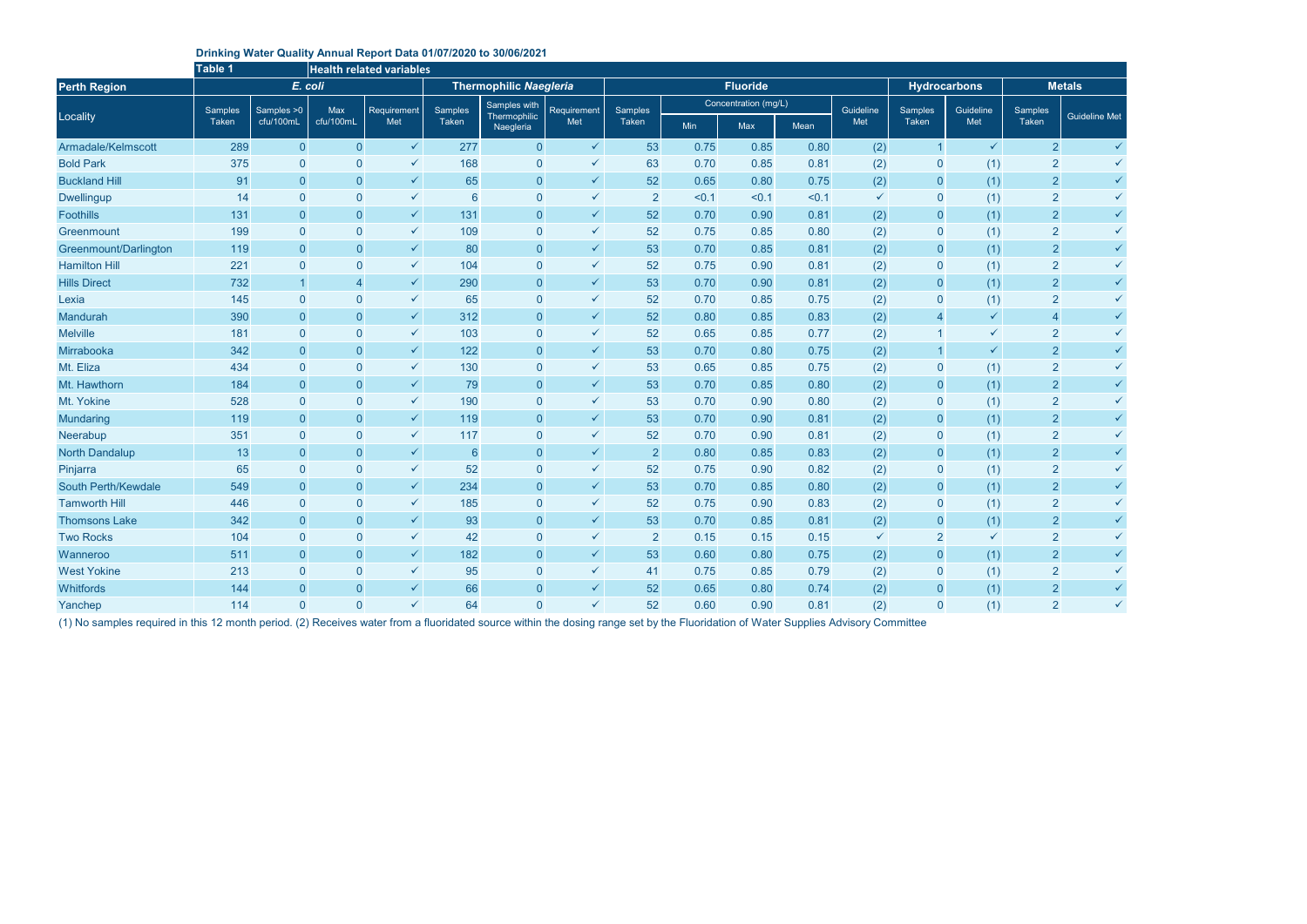## Drinking Water Quality Annual Report Data 01/07/2020 to 30/06/2021

**Table 1** **Health related variables**

| Perth Region | *E. coli* | | | | Thermophilic *Naegleria* | | | Fluoride | | | | | Hydrocarbons | | Metals | |
|---|---|---|---|---|---|---|---|---|---|---|---|---|---|---|---|---|
| Locality | Samples Taken | Samples >0 cfu/100mL | Max cfu/100mL | Requirement Met | Samples Taken | Samples with Thermophilic Naegleria | Requirement Met | Samples Taken | Concentration (mg/L) Min | Max | Mean | Guideline Met | Samples Taken | Guideline Met | Samples Taken | Guideline Met |
| Armadale/Kelmscott | 289 | 0 | 0 | ✓ | 277 | 0 | ✓ | 53 | 0.75 | 0.85 | 0.80 | (2) | 1 | ✓ | 2 | ✓ |
| Bold Park | 375 | 0 | 0 | ✓ | 168 | 0 | ✓ | 63 | 0.70 | 0.85 | 0.81 | (2) | 0 | (1) | 2 | ✓ |
| Buckland Hill | 91 | 0 | 0 | ✓ | 65 | 0 | ✓ | 52 | 0.65 | 0.80 | 0.75 | (2) | 0 | (1) | 2 | ✓ |
| Dwellingup | 14 | 0 | 0 | ✓ | 6 | 0 | ✓ | 2 | <0.1 | <0.1 | <0.1 | ✓ | 0 | (1) | 2 | ✓ |
| Foothills | 131 | 0 | 0 | ✓ | 131 | 0 | ✓ | 52 | 0.70 | 0.90 | 0.81 | (2) | 0 | (1) | 2 | ✓ |
| Greenmount | 199 | 0 | 0 | ✓ | 109 | 0 | ✓ | 52 | 0.75 | 0.85 | 0.80 | (2) | 0 | (1) | 2 | ✓ |
| Greenmount/Darlington | 119 | 0 | 0 | ✓ | 80 | 0 | ✓ | 53 | 0.70 | 0.85 | 0.81 | (2) | 0 | (1) | 2 | ✓ |
| Hamilton Hill | 221 | 0 | 0 | ✓ | 104 | 0 | ✓ | 52 | 0.75 | 0.90 | 0.81 | (2) | 0 | (1) | 2 | ✓ |
| Hills Direct | 732 | 1 | 4 | ✓ | 290 | 0 | ✓ | 53 | 0.70 | 0.90 | 0.81 | (2) | 0 | (1) | 2 | ✓ |
| Lexia | 145 | 0 | 0 | ✓ | 65 | 0 | ✓ | 52 | 0.70 | 0.85 | 0.75 | (2) | 0 | (1) | 2 | ✓ |
| Mandurah | 390 | 0 | 0 | ✓ | 312 | 0 | ✓ | 52 | 0.80 | 0.85 | 0.83 | (2) | 4 | ✓ | 4 | ✓ |
| Melville | 181 | 0 | 0 | ✓ | 103 | 0 | ✓ | 52 | 0.65 | 0.85 | 0.77 | (2) | 1 | ✓ | 2 | ✓ |
| Mirrabooka | 342 | 0 | 0 | ✓ | 122 | 0 | ✓ | 53 | 0.70 | 0.80 | 0.75 | (2) | 1 | ✓ | 2 | ✓ |
| Mt. Eliza | 434 | 0 | 0 | ✓ | 130 | 0 | ✓ | 53 | 0.65 | 0.85 | 0.75 | (2) | 0 | (1) | 2 | ✓ |
| Mt. Hawthorn | 184 | 0 | 0 | ✓ | 79 | 0 | ✓ | 53 | 0.70 | 0.85 | 0.80 | (2) | 0 | (1) | 2 | ✓ |
| Mt. Yokine | 528 | 0 | 0 | ✓ | 190 | 0 | ✓ | 53 | 0.70 | 0.90 | 0.80 | (2) | 0 | (1) | 2 | ✓ |
| Mundaring | 119 | 0 | 0 | ✓ | 119 | 0 | ✓ | 53 | 0.70 | 0.90 | 0.81 | (2) | 0 | (1) | 2 | ✓ |
| Neerabup | 351 | 0 | 0 | ✓ | 117 | 0 | ✓ | 52 | 0.70 | 0.90 | 0.81 | (2) | 0 | (1) | 2 | ✓ |
| North Dandalup | 13 | 0 | 0 | ✓ | 6 | 0 | ✓ | 2 | 0.80 | 0.85 | 0.83 | (2) | 0 | (1) | 2 | ✓ |
| Pinjarra | 65 | 0 | 0 | ✓ | 52 | 0 | ✓ | 52 | 0.75 | 0.90 | 0.82 | (2) | 0 | (1) | 2 | ✓ |
| South Perth/Kewdale | 549 | 0 | 0 | ✓ | 234 | 0 | ✓ | 53 | 0.70 | 0.85 | 0.80 | (2) | 0 | (1) | 2 | ✓ |
| Tamworth Hill | 446 | 0 | 0 | ✓ | 185 | 0 | ✓ | 52 | 0.75 | 0.90 | 0.83 | (2) | 0 | (1) | 2 | ✓ |
| Thomsons Lake | 342 | 0 | 0 | ✓ | 93 | 0 | ✓ | 53 | 0.70 | 0.85 | 0.81 | (2) | 0 | (1) | 2 | ✓ |
| Two Rocks | 104 | 0 | 0 | ✓ | 42 | 0 | ✓ | 2 | 0.15 | 0.15 | 0.15 | ✓ | 2 | ✓ | 2 | ✓ |
| Wanneroo | 511 | 0 | 0 | ✓ | 182 | 0 | ✓ | 53 | 0.60 | 0.80 | 0.75 | (2) | 0 | (1) | 2 | ✓ |
| West Yokine | 213 | 0 | 0 | ✓ | 95 | 0 | ✓ | 41 | 0.75 | 0.85 | 0.79 | (2) | 0 | (1) | 2 | ✓ |
| Whitfords | 144 | 0 | 0 | ✓ | 66 | 0 | ✓ | 52 | 0.65 | 0.80 | 0.74 | (2) | 0 | (1) | 2 | ✓ |
| Yanchep | 114 | 0 | 0 | ✓ | 64 | 0 | ✓ | 52 | 0.60 | 0.90 | 0.81 | (2) | 0 | (1) | 2 | ✓ |

(1) No samples required in this 12 month period. (2) Receives water from a fluoridated source within the dosing range set by the Fluoridation of Water Supplies Advisory Committee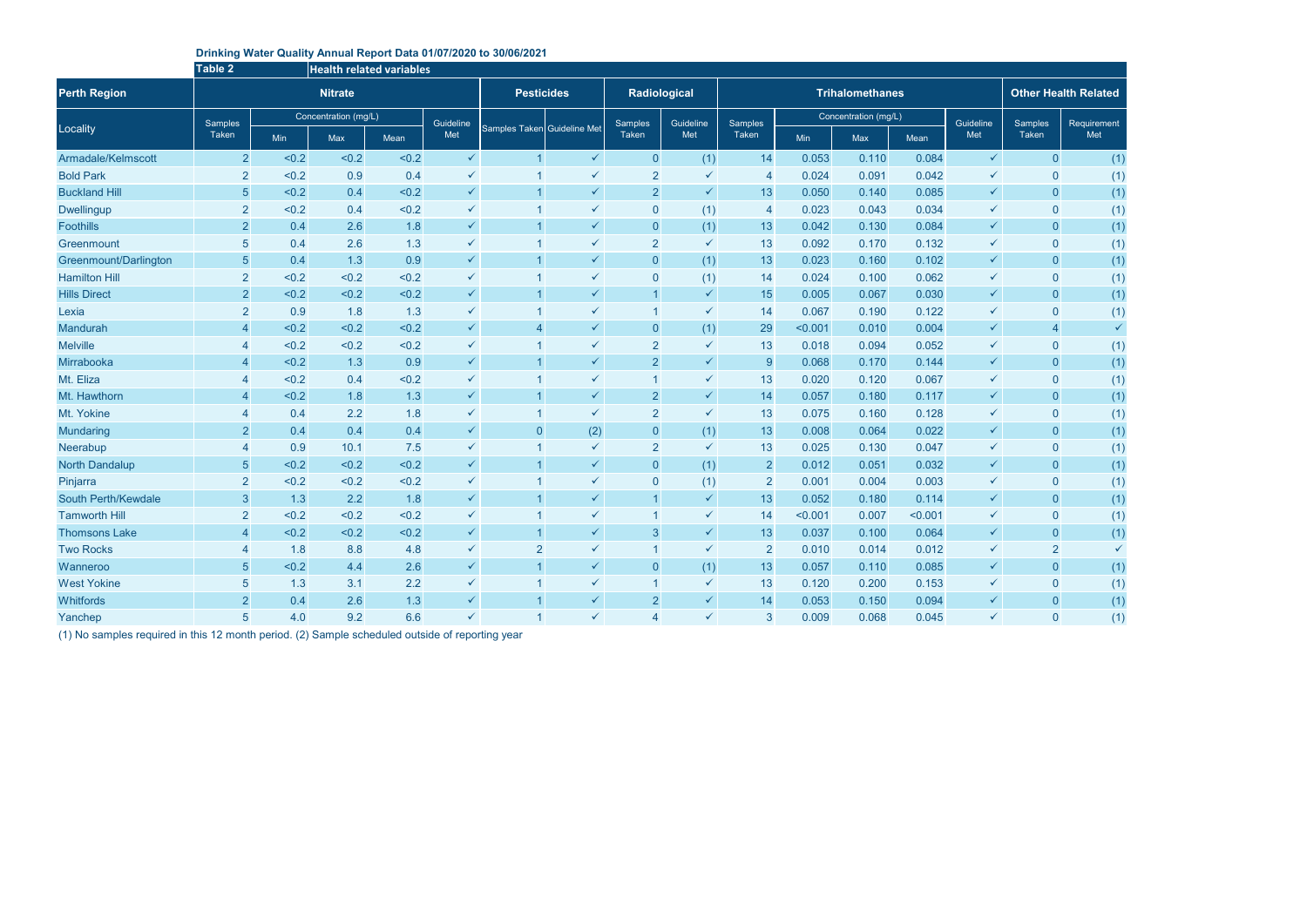**Drinking Water Quality Annual Report Data 01/07/2020 to 30/06/2021**

**Table 2** **Health related variables**

| Perth Region | Nitrate | | | | | Pesticides | | Radiological | | Trihalomethanes | | | | | Other Health Related | |
|---|---|---|---|---|---|---|---|---|---|---|---|---|---|---|---|---|
| Locality | Samples Taken | Concentration (mg/L) | | | Guideline Met | Samples Taken | Guideline Met | Samples Taken | Guideline Met | Samples Taken | Concentration (mg/L) | | | Guideline Met | Samples Taken | Requirement Met |
| | | Min | Max | Mean | | | | | | | Min | Max | Mean | | | |
| Armadale/Kelmscott | 2 | <0.2 | <0.2 | <0.2 | ✓ | 1 | ✓ | 0 | (1) | 14 | 0.053 | 0.110 | 0.084 | ✓ | 0 | (1) |
| Bold Park | 2 | <0.2 | 0.9 | 0.4 | ✓ | 1 | ✓ | 2 | ✓ | 4 | 0.024 | 0.091 | 0.042 | ✓ | 0 | (1) |
| Buckland Hill | 5 | <0.2 | 0.4 | <0.2 | ✓ | 1 | ✓ | 2 | ✓ | 13 | 0.050 | 0.140 | 0.085 | ✓ | 0 | (1) |
| Dwellingup | 2 | <0.2 | 0.4 | <0.2 | ✓ | 1 | ✓ | 0 | (1) | 4 | 0.023 | 0.043 | 0.034 | ✓ | 0 | (1) |
| Foothills | 2 | 0.4 | 2.6 | 1.8 | ✓ | 1 | ✓ | 0 | (1) | 13 | 0.042 | 0.130 | 0.084 | ✓ | 0 | (1) |
| Greenmount | 5 | 0.4 | 2.6 | 1.3 | ✓ | 1 | ✓ | 2 | ✓ | 13 | 0.092 | 0.170 | 0.132 | ✓ | 0 | (1) |
| Greenmount/Darlington | 5 | 0.4 | 1.3 | 0.9 | ✓ | 1 | ✓ | 0 | (1) | 13 | 0.023 | 0.160 | 0.102 | ✓ | 0 | (1) |
| Hamilton Hill | 2 | <0.2 | <0.2 | <0.2 | ✓ | 1 | ✓ | 0 | (1) | 14 | 0.024 | 0.100 | 0.062 | ✓ | 0 | (1) |
| Hills Direct | 2 | <0.2 | <0.2 | <0.2 | ✓ | 1 | ✓ | 1 | ✓ | 15 | 0.005 | 0.067 | 0.030 | ✓ | 0 | (1) |
| Lexia | 2 | 0.9 | 1.8 | 1.3 | ✓ | 1 | ✓ | 1 | ✓ | 14 | 0.067 | 0.190 | 0.122 | ✓ | 0 | (1) |
| Mandurah | 4 | <0.2 | <0.2 | <0.2 | ✓ | 4 | ✓ | 0 | (1) | 29 | <0.001 | 0.010 | 0.004 | ✓ | 4 | ✓ |
| Melville | 4 | <0.2 | <0.2 | <0.2 | ✓ | 1 | ✓ | 2 | ✓ | 13 | 0.018 | 0.094 | 0.052 | ✓ | 0 | (1) |
| Mirrabooka | 4 | <0.2 | 1.3 | 0.9 | ✓ | 1 | ✓ | 2 | ✓ | 9 | 0.068 | 0.170 | 0.144 | ✓ | 0 | (1) |
| Mt. Eliza | 4 | <0.2 | 0.4 | <0.2 | ✓ | 1 | ✓ | 1 | ✓ | 13 | 0.020 | 0.120 | 0.067 | ✓ | 0 | (1) |
| Mt. Hawthorn | 4 | <0.2 | 1.8 | 1.3 | ✓ | 1 | ✓ | 2 | ✓ | 14 | 0.057 | 0.180 | 0.117 | ✓ | 0 | (1) |
| Mt. Yokine | 4 | 0.4 | 2.2 | 1.8 | ✓ | 1 | ✓ | 2 | ✓ | 13 | 0.075 | 0.160 | 0.128 | ✓ | 0 | (1) |
| Mundaring | 2 | 0.4 | 0.4 | 0.4 | ✓ | 0 | (2) | 0 | (1) | 13 | 0.008 | 0.064 | 0.022 | ✓ | 0 | (1) |
| Neerabup | 4 | 0.9 | 10.1 | 7.5 | ✓ | 1 | ✓ | 2 | ✓ | 13 | 0.025 | 0.130 | 0.047 | ✓ | 0 | (1) |
| North Dandalup | 5 | <0.2 | <0.2 | <0.2 | ✓ | 1 | ✓ | 0 | (1) | 2 | 0.012 | 0.051 | 0.032 | ✓ | 0 | (1) |
| Pinjarra | 2 | <0.2 | <0.2 | <0.2 | ✓ | 1 | ✓ | 0 | (1) | 2 | 0.001 | 0.004 | 0.003 | ✓ | 0 | (1) |
| South Perth/Kewdale | 3 | 1.3 | 2.2 | 1.8 | ✓ | 1 | ✓ | 1 | ✓ | 13 | 0.052 | 0.180 | 0.114 | ✓ | 0 | (1) |
| Tamworth Hill | 2 | <0.2 | <0.2 | <0.2 | ✓ | 1 | ✓ | 1 | ✓ | 14 | <0.001 | 0.007 | <0.001 | ✓ | 0 | (1) |
| Thomsons Lake | 4 | <0.2 | <0.2 | <0.2 | ✓ | 1 | ✓ | 3 | ✓ | 13 | 0.037 | 0.100 | 0.064 | ✓ | 0 | (1) |
| Two Rocks | 4 | 1.8 | 8.8 | 4.8 | ✓ | 2 | ✓ | 1 | ✓ | 2 | 0.010 | 0.014 | 0.012 | ✓ | 2 | ✓ |
| Wanneroo | 5 | <0.2 | 4.4 | 2.6 | ✓ | 1 | ✓ | 0 | (1) | 13 | 0.057 | 0.110 | 0.085 | ✓ | 0 | (1) |
| West Yokine | 5 | 1.3 | 3.1 | 2.2 | ✓ | 1 | ✓ | 1 | ✓ | 13 | 0.120 | 0.200 | 0.153 | ✓ | 0 | (1) |
| Whitfords | 2 | 0.4 | 2.6 | 1.3 | ✓ | 1 | ✓ | 2 | ✓ | 14 | 0.053 | 0.150 | 0.094 | ✓ | 0 | (1) |
| Yanchep | 5 | 4.0 | 9.2 | 6.6 | ✓ | 1 | ✓ | 4 | ✓ | 3 | 0.009 | 0.068 | 0.045 | ✓ | 0 | (1) |

(1) No samples required in this 12 month period. (2) Sample scheduled outside of reporting year